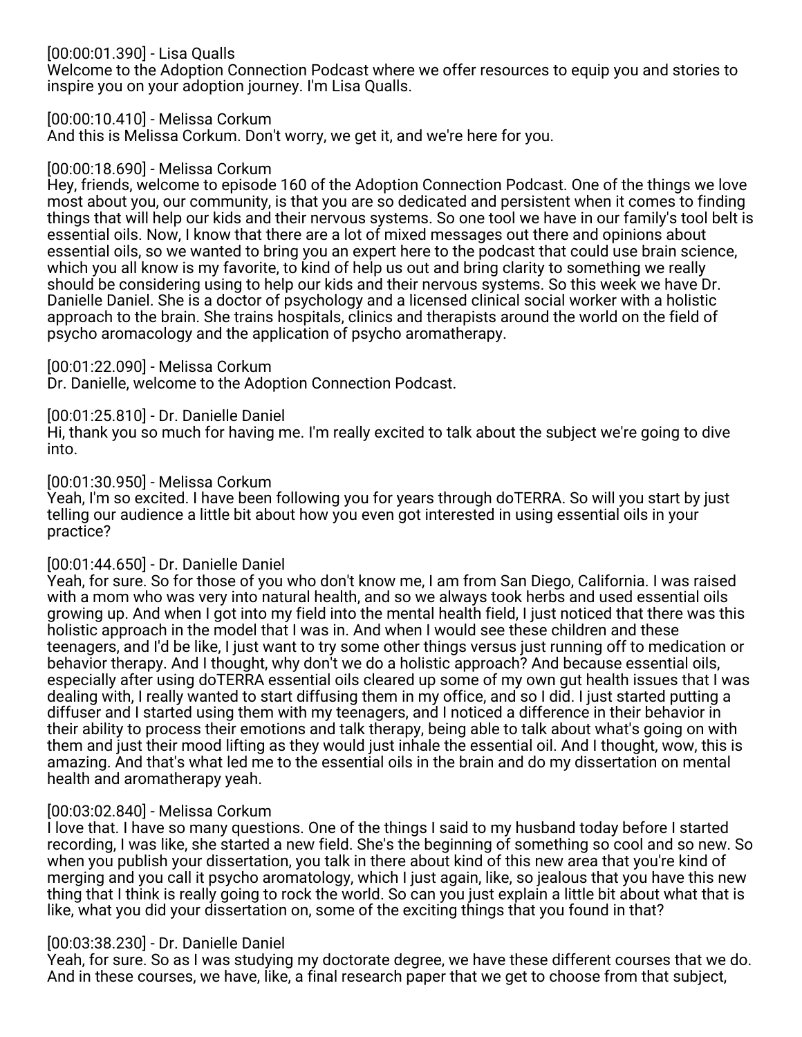[00:00:01.390] - Lisa Qualls
Welcome to the Adoption Connection Podcast where we offer resources to equip you and stories to inspire you on your adoption journey. I'm Lisa Qualls.

[00:00:10.410] - Melissa Corkum
And this is Melissa Corkum. Don't worry, we get it, and we're here for you.

[00:00:18.690] - Melissa Corkum
Hey, friends, welcome to episode 160 of the Adoption Connection Podcast. One of the things we love most about you, our community, is that you are so dedicated and persistent when it comes to finding things that will help our kids and their nervous systems. So one tool we have in our family's tool belt is essential oils. Now, I know that there are a lot of mixed messages out there and opinions about essential oils, so we wanted to bring you an expert here to the podcast that could use brain science, which you all know is my favorite, to kind of help us out and bring clarity to something we really should be considering using to help our kids and their nervous systems. So this week we have Dr. Danielle Daniel. She is a doctor of psychology and a licensed clinical social worker with a holistic approach to the brain. She trains hospitals, clinics and therapists around the world on the field of psycho aromacology and the application of psycho aromatherapy.

[00:01:22.090] - Melissa Corkum
Dr. Danielle, welcome to the Adoption Connection Podcast.

[00:01:25.810] - Dr. Danielle Daniel
Hi, thank you so much for having me. I'm really excited to talk about the subject we're going to dive into.

[00:01:30.950] - Melissa Corkum
Yeah, I'm so excited. I have been following you for years through doTERRA. So will you start by just telling our audience a little bit about how you even got interested in using essential oils in your practice?

[00:01:44.650] - Dr. Danielle Daniel
Yeah, for sure. So for those of you who don't know me, I am from San Diego, California. I was raised with a mom who was very into natural health, and so we always took herbs and used essential oils growing up. And when I got into my field into the mental health field, I just noticed that there was this holistic approach in the model that I was in. And when I would see these children and these teenagers, and I'd be like, I just want to try some other things versus just running off to medication or behavior therapy. And I thought, why don't we do a holistic approach? And because essential oils, especially after using doTERRA essential oils cleared up some of my own gut health issues that I was dealing with, I really wanted to start diffusing them in my office, and so I did. I just started putting a diffuser and I started using them with my teenagers, and I noticed a difference in their behavior in their ability to process their emotions and talk therapy, being able to talk about what's going on with them and just their mood lifting as they would just inhale the essential oil. And I thought, wow, this is amazing. And that's what led me to the essential oils in the brain and do my dissertation on mental health and aromatherapy yeah.

[00:03:02.840] - Melissa Corkum
I love that. I have so many questions. One of the things I said to my husband today before I started recording, I was like, she started a new field. She's the beginning of something so cool and so new. So when you publish your dissertation, you talk in there about kind of this new area that you're kind of merging and you call it psycho aromatology, which I just again, like, so jealous that you have this new thing that I think is really going to rock the world. So can you just explain a little bit about what that is like, what you did your dissertation on, some of the exciting things that you found in that?

[00:03:38.230] - Dr. Danielle Daniel
Yeah, for sure. So as I was studying my doctorate degree, we have these different courses that we do. And in these courses, we have, like, a final research paper that we get to choose from that subject,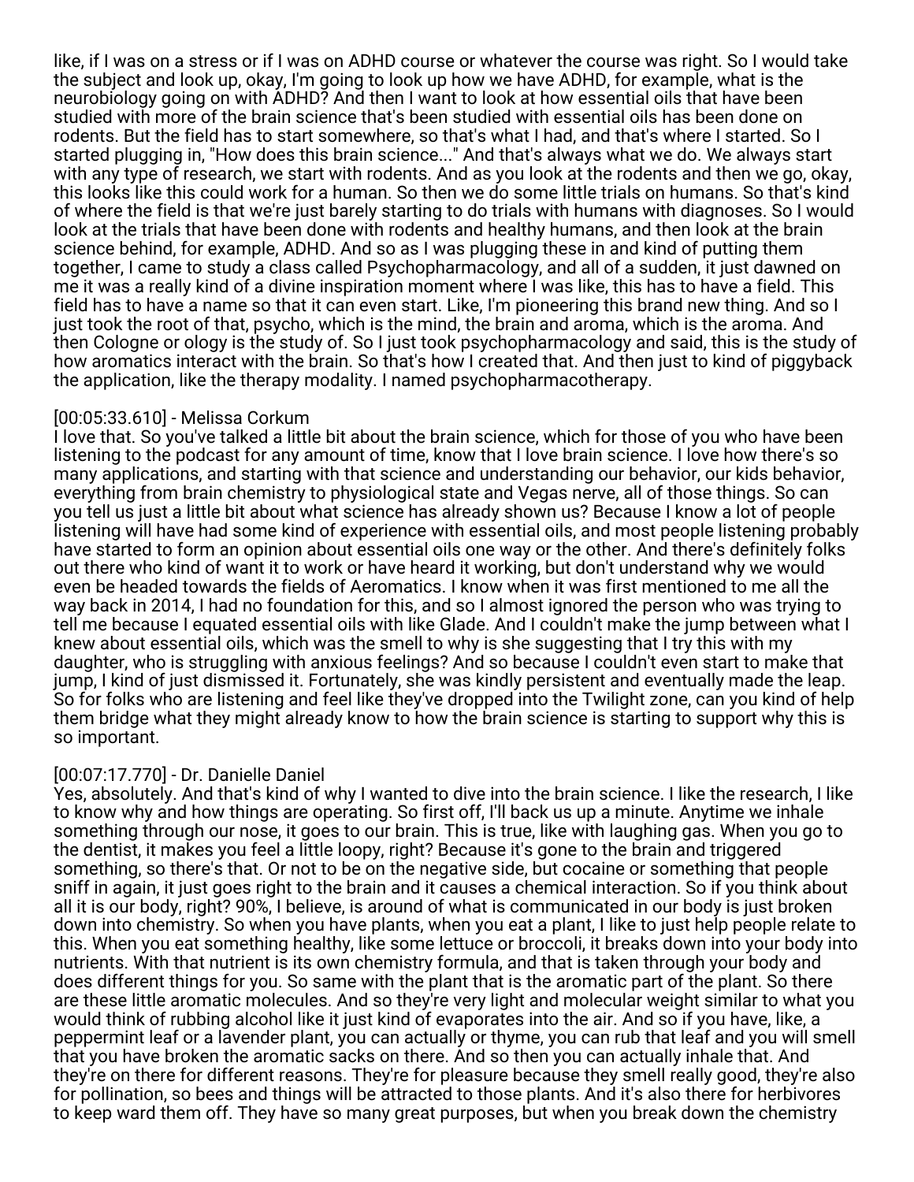like, if I was on a stress or if I was on ADHD course or whatever the course was right. So I would take the subject and look up, okay, I'm going to look up how we have ADHD, for example, what is the neurobiology going on with ADHD? And then I want to look at how essential oils that have been studied with more of the brain science that's been studied with essential oils has been done on rodents. But the field has to start somewhere, so that's what I had, and that's where I started. So I started plugging in, "How does this brain science..." And that's always what we do. We always start with any type of research, we start with rodents. And as you look at the rodents and then we go, okay, this looks like this could work for a human. So then we do some little trials on humans. So that's kind of where the field is that we're just barely starting to do trials with humans with diagnoses. So I would look at the trials that have been done with rodents and healthy humans, and then look at the brain science behind, for example, ADHD. And so as I was plugging these in and kind of putting them together, I came to study a class called Psychopharmacology, and all of a sudden, it just dawned on me it was a really kind of a divine inspiration moment where I was like, this has to have a field. This field has to have a name so that it can even start. Like, I'm pioneering this brand new thing. And so I just took the root of that, psycho, which is the mind, the brain and aroma, which is the aroma. And then Cologne or ology is the study of. So I just took psychopharmacology and said, this is the study of how aromatics interact with the brain. So that's how I created that. And then just to kind of piggyback the application, like the therapy modality. I named psychopharmacotherapy.

[00:05:33.610] - Melissa Corkum
I love that. So you've talked a little bit about the brain science, which for those of you who have been listening to the podcast for any amount of time, know that I love brain science. I love how there's so many applications, and starting with that science and understanding our behavior, our kids behavior, everything from brain chemistry to physiological state and Vegas nerve, all of those things. So can you tell us just a little bit about what science has already shown us? Because I know a lot of people listening will have had some kind of experience with essential oils, and most people listening probably have started to form an opinion about essential oils one way or the other. And there's definitely folks out there who kind of want it to work or have heard it working, but don't understand why we would even be headed towards the fields of Aeromatics. I know when it was first mentioned to me all the way back in 2014, I had no foundation for this, and so I almost ignored the person who was trying to tell me because I equated essential oils with like Glade. And I couldn't make the jump between what I knew about essential oils, which was the smell to why is she suggesting that I try this with my daughter, who is struggling with anxious feelings? And so because I couldn't even start to make that jump, I kind of just dismissed it. Fortunately, she was kindly persistent and eventually made the leap. So for folks who are listening and feel like they've dropped into the Twilight zone, can you kind of help them bridge what they might already know to how the brain science is starting to support why this is so important.

[00:07:17.770] - Dr. Danielle Daniel
Yes, absolutely. And that's kind of why I wanted to dive into the brain science. I like the research, I like to know why and how things are operating. So first off, I'll back us up a minute. Anytime we inhale something through our nose, it goes to our brain. This is true, like with laughing gas. When you go to the dentist, it makes you feel a little loopy, right? Because it's gone to the brain and triggered something, so there's that. Or not to be on the negative side, but cocaine or something that people sniff in again, it just goes right to the brain and it causes a chemical interaction. So if you think about all it is our body, right? 90%, I believe, is around of what is communicated in our body is just broken down into chemistry. So when you have plants, when you eat a plant, I like to just help people relate to this. When you eat something healthy, like some lettuce or broccoli, it breaks down into your body into nutrients. With that nutrient is its own chemistry formula, and that is taken through your body and does different things for you. So same with the plant that is the aromatic part of the plant. So there are these little aromatic molecules. And so they're very light and molecular weight similar to what you would think of rubbing alcohol like it just kind of evaporates into the air. And so if you have, like, a peppermint leaf or a lavender plant, you can actually or thyme, you can rub that leaf and you will smell that you have broken the aromatic sacks on there. And so then you can actually inhale that. And they're on there for different reasons. They're for pleasure because they smell really good, they're also for pollination, so bees and things will be attracted to those plants. And it's also there for herbivores to keep ward them off. They have so many great purposes, but when you break down the chemistry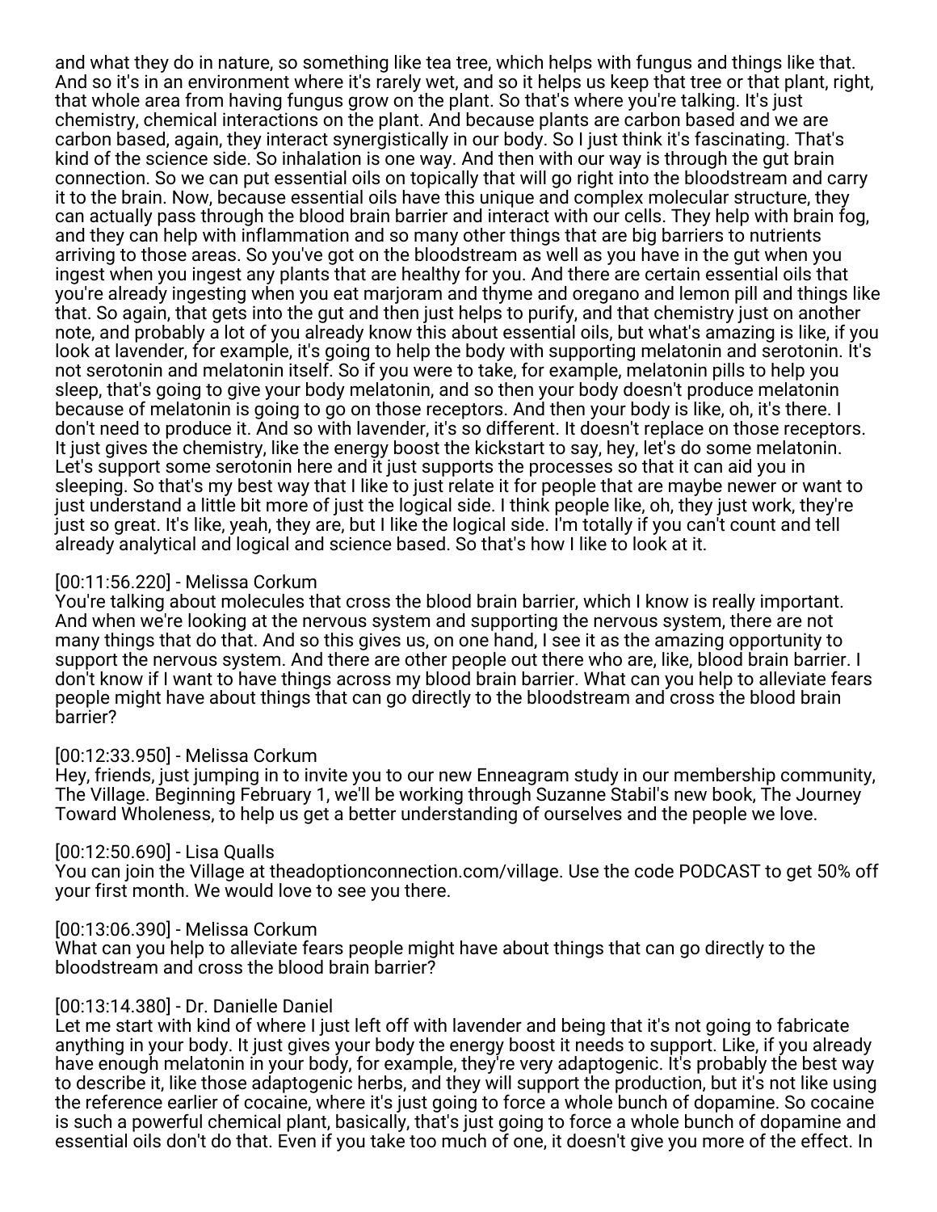and what they do in nature, so something like tea tree, which helps with fungus and things like that. And so it's in an environment where it's rarely wet, and so it helps us keep that tree or that plant, right, that whole area from having fungus grow on the plant. So that's where you're talking. It's just chemistry, chemical interactions on the plant. And because plants are carbon based and we are carbon based, again, they interact synergistically in our body. So I just think it's fascinating. That's kind of the science side. So inhalation is one way. And then with our way is through the gut brain connection. So we can put essential oils on topically that will go right into the bloodstream and carry it to the brain. Now, because essential oils have this unique and complex molecular structure, they can actually pass through the blood brain barrier and interact with our cells. They help with brain fog, and they can help with inflammation and so many other things that are big barriers to nutrients arriving to those areas. So you've got on the bloodstream as well as you have in the gut when you ingest when you ingest any plants that are healthy for you. And there are certain essential oils that you're already ingesting when you eat marjoram and thyme and oregano and lemon pill and things like that. So again, that gets into the gut and then just helps to purify, and that chemistry just on another note, and probably a lot of you already know this about essential oils, but what's amazing is like, if you look at lavender, for example, it's going to help the body with supporting melatonin and serotonin. It's not serotonin and melatonin itself. So if you were to take, for example, melatonin pills to help you sleep, that's going to give your body melatonin, and so then your body doesn't produce melatonin because of melatonin is going to go on those receptors. And then your body is like, oh, it's there. I don't need to produce it. And so with lavender, it's so different. It doesn't replace on those receptors. It just gives the chemistry, like the energy boost the kickstart to say, hey, let's do some melatonin. Let's support some serotonin here and it just supports the processes so that it can aid you in sleeping. So that's my best way that I like to just relate it for people that are maybe newer or want to just understand a little bit more of just the logical side. I think people like, oh, they just work, they're just so great. It's like, yeah, they are, but I like the logical side. I'm totally if you can't count and tell already analytical and logical and science based. So that's how I like to look at it.

[00:11:56.220] - Melissa Corkum
You're talking about molecules that cross the blood brain barrier, which I know is really important. And when we're looking at the nervous system and supporting the nervous system, there are not many things that do that. And so this gives us, on one hand, I see it as the amazing opportunity to support the nervous system. And there are other people out there who are, like, blood brain barrier. I don't know if I want to have things across my blood brain barrier. What can you help to alleviate fears people might have about things that can go directly to the bloodstream and cross the blood brain barrier?

[00:12:33.950] - Melissa Corkum
Hey, friends, just jumping in to invite you to our new Enneagram study in our membership community, The Village. Beginning February 1, we'll be working through Suzanne Stabil's new book, The Journey Toward Wholeness, to help us get a better understanding of ourselves and the people we love.

[00:12:50.690] - Lisa Qualls
You can join the Village at theadoptionconnection.com/village. Use the code PODCAST to get 50% off your first month. We would love to see you there.

[00:13:06.390] - Melissa Corkum
What can you help to alleviate fears people might have about things that can go directly to the bloodstream and cross the blood brain barrier?

[00:13:14.380] - Dr. Danielle Daniel
Let me start with kind of where I just left off with lavender and being that it's not going to fabricate anything in your body. It just gives your body the energy boost it needs to support. Like, if you already have enough melatonin in your body, for example, they're very adaptogenic. It's probably the best way to describe it, like those adaptogenic herbs, and they will support the production, but it's not like using the reference earlier of cocaine, where it's just going to force a whole bunch of dopamine. So cocaine is such a powerful chemical plant, basically, that's just going to force a whole bunch of dopamine and essential oils don't do that. Even if you take too much of one, it doesn't give you more of the effect. In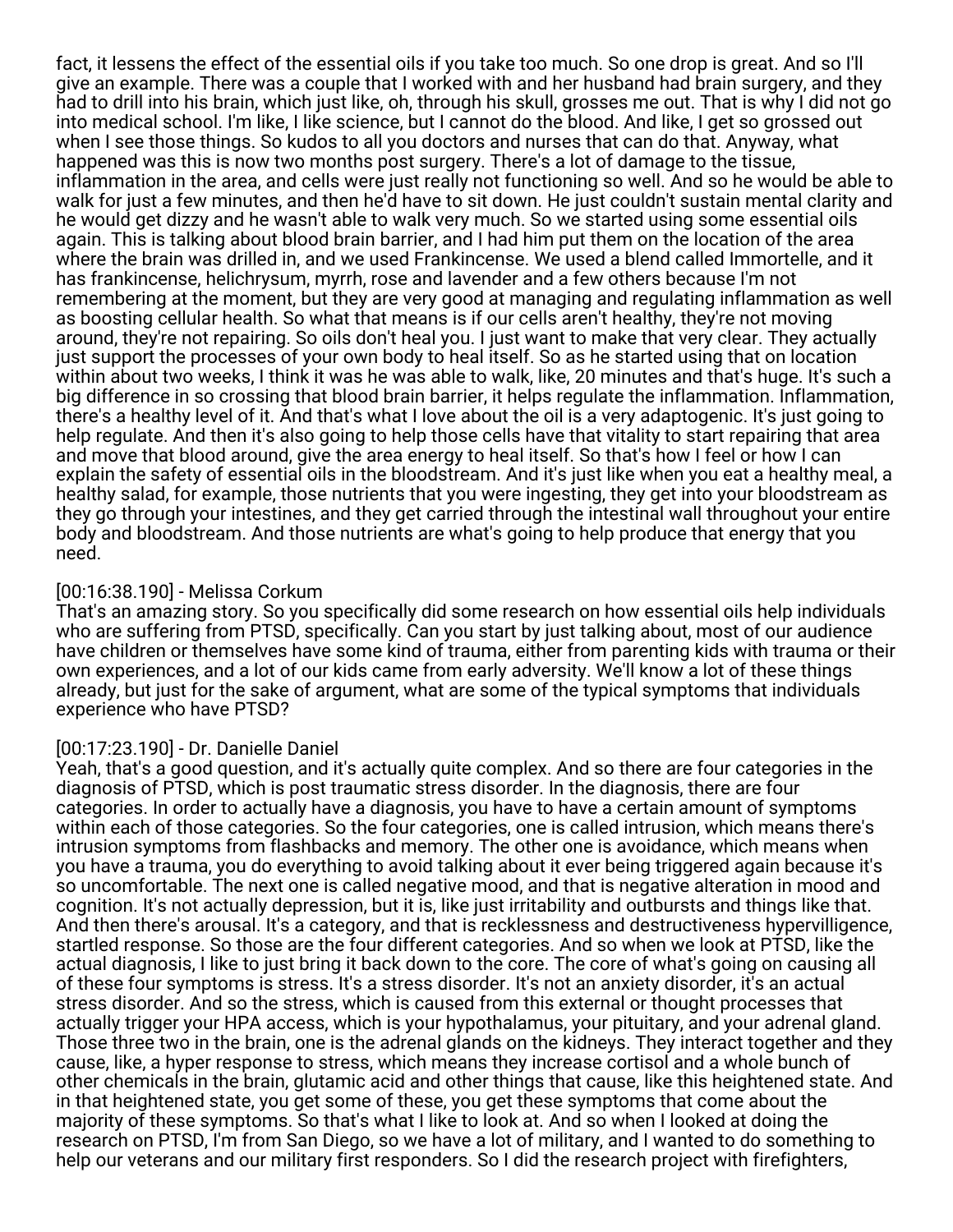fact, it lessens the effect of the essential oils if you take too much. So one drop is great. And so I'll give an example. There was a couple that I worked with and her husband had brain surgery, and they had to drill into his brain, which just like, oh, through his skull, grosses me out. That is why I did not go into medical school. I'm like, I like science, but I cannot do the blood. And like, I get so grossed out when I see those things. So kudos to all you doctors and nurses that can do that. Anyway, what happened was this is now two months post surgery. There's a lot of damage to the tissue, inflammation in the area, and cells were just really not functioning so well. And so he would be able to walk for just a few minutes, and then he'd have to sit down. He just couldn't sustain mental clarity and he would get dizzy and he wasn't able to walk very much. So we started using some essential oils again. This is talking about blood brain barrier, and I had him put them on the location of the area where the brain was drilled in, and we used Frankincense. We used a blend called Immortelle, and it has frankincense, helichrysum, myrrh, rose and lavender and a few others because I'm not remembering at the moment, but they are very good at managing and regulating inflammation as well as boosting cellular health. So what that means is if our cells aren't healthy, they're not moving around, they're not repairing. So oils don't heal you. I just want to make that very clear. They actually just support the processes of your own body to heal itself. So as he started using that on location within about two weeks, I think it was he was able to walk, like, 20 minutes and that's huge. It's such a big difference in so crossing that blood brain barrier, it helps regulate the inflammation. Inflammation, there's a healthy level of it. And that's what I love about the oil is a very adaptogenic. It's just going to help regulate. And then it's also going to help those cells have that vitality to start repairing that area and move that blood around, give the area energy to heal itself. So that's how I feel or how I can explain the safety of essential oils in the bloodstream. And it's just like when you eat a healthy meal, a healthy salad, for example, those nutrients that you were ingesting, they get into your bloodstream as they go through your intestines, and they get carried through the intestinal wall throughout your entire body and bloodstream. And those nutrients are what's going to help produce that energy that you need.

[00:16:38.190] - Melissa Corkum
That's an amazing story. So you specifically did some research on how essential oils help individuals who are suffering from PTSD, specifically. Can you start by just talking about, most of our audience have children or themselves have some kind of trauma, either from parenting kids with trauma or their own experiences, and a lot of our kids came from early adversity. We'll know a lot of these things already, but just for the sake of argument, what are some of the typical symptoms that individuals experience who have PTSD?

[00:17:23.190] - Dr. Danielle Daniel
Yeah, that's a good question, and it's actually quite complex. And so there are four categories in the diagnosis of PTSD, which is post traumatic stress disorder. In the diagnosis, there are four categories. In order to actually have a diagnosis, you have to have a certain amount of symptoms within each of those categories. So the four categories, one is called intrusion, which means there's intrusion symptoms from flashbacks and memory. The other one is avoidance, which means when you have a trauma, you do everything to avoid talking about it ever being triggered again because it's so uncomfortable. The next one is called negative mood, and that is negative alteration in mood and cognition. It's not actually depression, but it is, like just irritability and outbursts and things like that. And then there's arousal. It's a category, and that is recklessness and destructiveness hypervilligence, startled response. So those are the four different categories. And so when we look at PTSD, like the actual diagnosis, I like to just bring it back down to the core. The core of what's going on causing all of these four symptoms is stress. It's a stress disorder. It's not an anxiety disorder, it's an actual stress disorder. And so the stress, which is caused from this external or thought processes that actually trigger your HPA access, which is your hypothalamus, your pituitary, and your adrenal gland. Those three two in the brain, one is the adrenal glands on the kidneys. They interact together and they cause, like, a hyper response to stress, which means they increase cortisol and a whole bunch of other chemicals in the brain, glutamic acid and other things that cause, like this heightened state. And in that heightened state, you get some of these, you get these symptoms that come about the majority of these symptoms. So that's what I like to look at. And so when I looked at doing the research on PTSD, I'm from San Diego, so we have a lot of military, and I wanted to do something to help our veterans and our military first responders. So I did the research project with firefighters,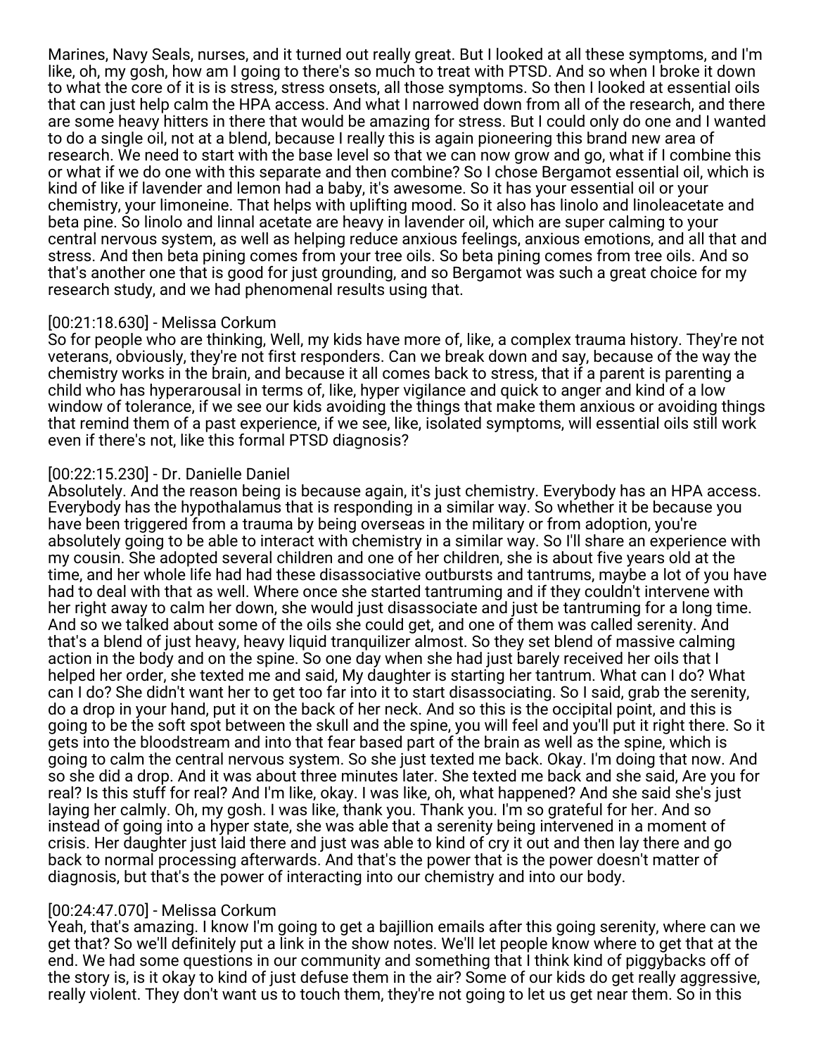Marines, Navy Seals, nurses, and it turned out really great. But I looked at all these symptoms, and I'm like, oh, my gosh, how am I going to there's so much to treat with PTSD. And so when I broke it down to what the core of it is is stress, stress onsets, all those symptoms. So then I looked at essential oils that can just help calm the HPA access. And what I narrowed down from all of the research, and there are some heavy hitters in there that would be amazing for stress. But I could only do one and I wanted to do a single oil, not at a blend, because I really this is again pioneering this brand new area of research. We need to start with the base level so that we can now grow and go, what if I combine this or what if we do one with this separate and then combine? So I chose Bergamot essential oil, which is kind of like if lavender and lemon had a baby, it's awesome. So it has your essential oil or your chemistry, your limoneine. That helps with uplifting mood. So it also has linolo and linoleacetate and beta pine. So linolo and linnal acetate are heavy in lavender oil, which are super calming to your central nervous system, as well as helping reduce anxious feelings, anxious emotions, and all that and stress. And then beta pining comes from your tree oils. So beta pining comes from tree oils. And so that's another one that is good for just grounding, and so Bergamot was such a great choice for my research study, and we had phenomenal results using that.

[00:21:18.630] - Melissa Corkum
So for people who are thinking, Well, my kids have more of, like, a complex trauma history. They're not veterans, obviously, they're not first responders. Can we break down and say, because of the way the chemistry works in the brain, and because it all comes back to stress, that if a parent is parenting a child who has hyperarousal in terms of, like, hyper vigilance and quick to anger and kind of a low window of tolerance, if we see our kids avoiding the things that make them anxious or avoiding things that remind them of a past experience, if we see, like, isolated symptoms, will essential oils still work even if there's not, like this formal PTSD diagnosis?

[00:22:15.230] - Dr. Danielle Daniel
Absolutely. And the reason being is because again, it's just chemistry. Everybody has an HPA access. Everybody has the hypothalamus that is responding in a similar way. So whether it be because you have been triggered from a trauma by being overseas in the military or from adoption, you're absolutely going to be able to interact with chemistry in a similar way. So I'll share an experience with my cousin. She adopted several children and one of her children, she is about five years old at the time, and her whole life had had these disassociative outbursts and tantrums, maybe a lot of you have had to deal with that as well. Where once she started tantruming and if they couldn't intervene with her right away to calm her down, she would just disassociate and just be tantruming for a long time. And so we talked about some of the oils she could get, and one of them was called serenity. And that's a blend of just heavy, heavy liquid tranquilizer almost. So they set blend of massive calming action in the body and on the spine. So one day when she had just barely received her oils that I helped her order, she texted me and said, My daughter is starting her tantrum. What can I do? What can I do? She didn't want her to get too far into it to start disassociating. So I said, grab the serenity, do a drop in your hand, put it on the back of her neck. And so this is the occipital point, and this is going to be the soft spot between the skull and the spine, you will feel and you'll put it right there. So it gets into the bloodstream and into that fear based part of the brain as well as the spine, which is going to calm the central nervous system. So she just texted me back. Okay. I'm doing that now. And so she did a drop. And it was about three minutes later. She texted me back and she said, Are you for real? Is this stuff for real? And I'm like, okay. I was like, oh, what happened? And she said she's just laying her calmly. Oh, my gosh. I was like, thank you. Thank you. I'm so grateful for her. And so instead of going into a hyper state, she was able that a serenity being intervened in a moment of crisis. Her daughter just laid there and just was able to kind of cry it out and then lay there and go back to normal processing afterwards. And that's the power that is the power doesn't matter of diagnosis, but that's the power of interacting into our chemistry and into our body.

[00:24:47.070] - Melissa Corkum
Yeah, that's amazing. I know I'm going to get a bajillion emails after this going serenity, where can we get that? So we'll definitely put a link in the show notes. We'll let people know where to get that at the end. We had some questions in our community and something that I think kind of piggybacks off of the story is, is it okay to kind of just defuse them in the air? Some of our kids do get really aggressive, really violent. They don't want us to touch them, they're not going to let us get near them. So in this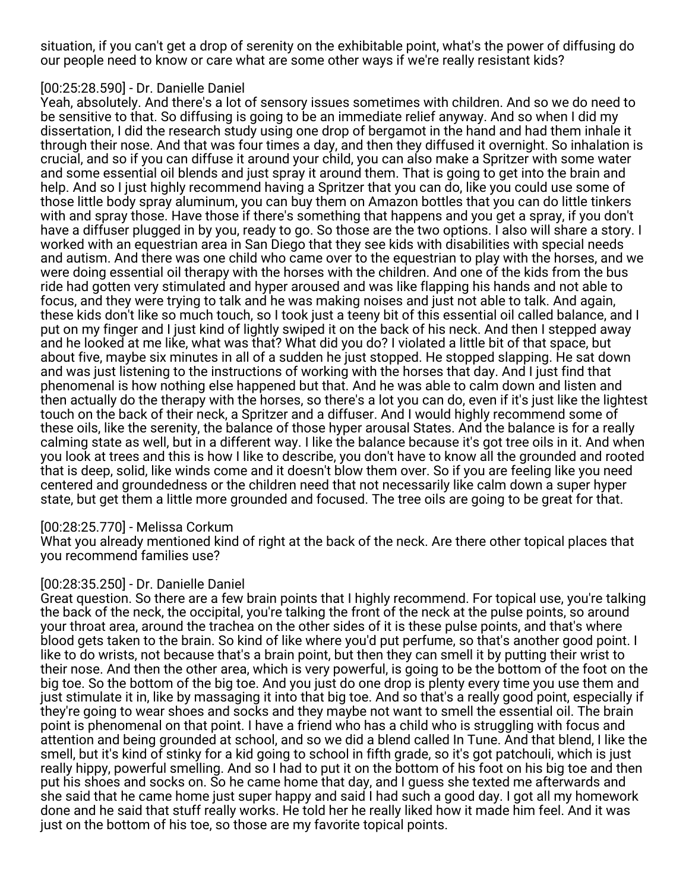situation, if you can't get a drop of serenity on the exhibitable point, what's the power of diffusing do our people need to know or care what are some other ways if we're really resistant kids?

[00:25:28.590] - Dr. Danielle Daniel
Yeah, absolutely. And there's a lot of sensory issues sometimes with children. And so we do need to be sensitive to that. So diffusing is going to be an immediate relief anyway. And so when I did my dissertation, I did the research study using one drop of bergamot in the hand and had them inhale it through their nose. And that was four times a day, and then they diffused it overnight. So inhalation is crucial, and so if you can diffuse it around your child, you can also make a Spritzer with some water and some essential oil blends and just spray it around them. That is going to get into the brain and help. And so I just highly recommend having a Spritzer that you can do, like you could use some of those little body spray aluminum, you can buy them on Amazon bottles that you can do little tinkers with and spray those. Have those if there's something that happens and you get a spray, if you don't have a diffuser plugged in by you, ready to go. So those are the two options. I also will share a story. I worked with an equestrian area in San Diego that they see kids with disabilities with special needs and autism. And there was one child who came over to the equestrian to play with the horses, and we were doing essential oil therapy with the horses with the children. And one of the kids from the bus ride had gotten very stimulated and hyper aroused and was like flapping his hands and not able to focus, and they were trying to talk and he was making noises and just not able to talk. And again, these kids don't like so much touch, so I took just a teeny bit of this essential oil called balance, and I put on my finger and I just kind of lightly swiped it on the back of his neck. And then I stepped away and he looked at me like, what was that? What did you do? I violated a little bit of that space, but about five, maybe six minutes in all of a sudden he just stopped. He stopped slapping. He sat down and was just listening to the instructions of working with the horses that day. And I just find that phenomenal is how nothing else happened but that. And he was able to calm down and listen and then actually do the therapy with the horses, so there's a lot you can do, even if it's just like the lightest touch on the back of their neck, a Spritzer and a diffuser. And I would highly recommend some of these oils, like the serenity, the balance of those hyper arousal States. And the balance is for a really calming state as well, but in a different way. I like the balance because it's got tree oils in it. And when you look at trees and this is how I like to describe, you don't have to know all the grounded and rooted that is deep, solid, like winds come and it doesn't blow them over. So if you are feeling like you need centered and groundedness or the children need that not necessarily like calm down a super hyper state, but get them a little more grounded and focused. The tree oils are going to be great for that.

[00:28:25.770] - Melissa Corkum
What you already mentioned kind of right at the back of the neck. Are there other topical places that you recommend families use?

[00:28:35.250] - Dr. Danielle Daniel
Great question. So there are a few brain points that I highly recommend. For topical use, you're talking the back of the neck, the occipital, you're talking the front of the neck at the pulse points, so around your throat area, around the trachea on the other sides of it is these pulse points, and that's where blood gets taken to the brain. So kind of like where you'd put perfume, so that's another good point. I like to do wrists, not because that's a brain point, but then they can smell it by putting their wrist to their nose. And then the other area, which is very powerful, is going to be the bottom of the foot on the big toe. So the bottom of the big toe. And you just do one drop is plenty every time you use them and just stimulate it in, like by massaging it into that big toe. And so that's a really good point, especially if they're going to wear shoes and socks and they maybe not want to smell the essential oil. The brain point is phenomenal on that point. I have a friend who has a child who is struggling with focus and attention and being grounded at school, and so we did a blend called In Tune. And that blend, I like the smell, but it's kind of stinky for a kid going to school in fifth grade, so it's got patchouli, which is just really hippy, powerful smelling. And so I had to put it on the bottom of his foot on his big toe and then put his shoes and socks on. So he came home that day, and I guess she texted me afterwards and she said that he came home just super happy and said I had such a good day. I got all my homework done and he said that stuff really works. He told her he really liked how it made him feel. And it was just on the bottom of his toe, so those are my favorite topical points.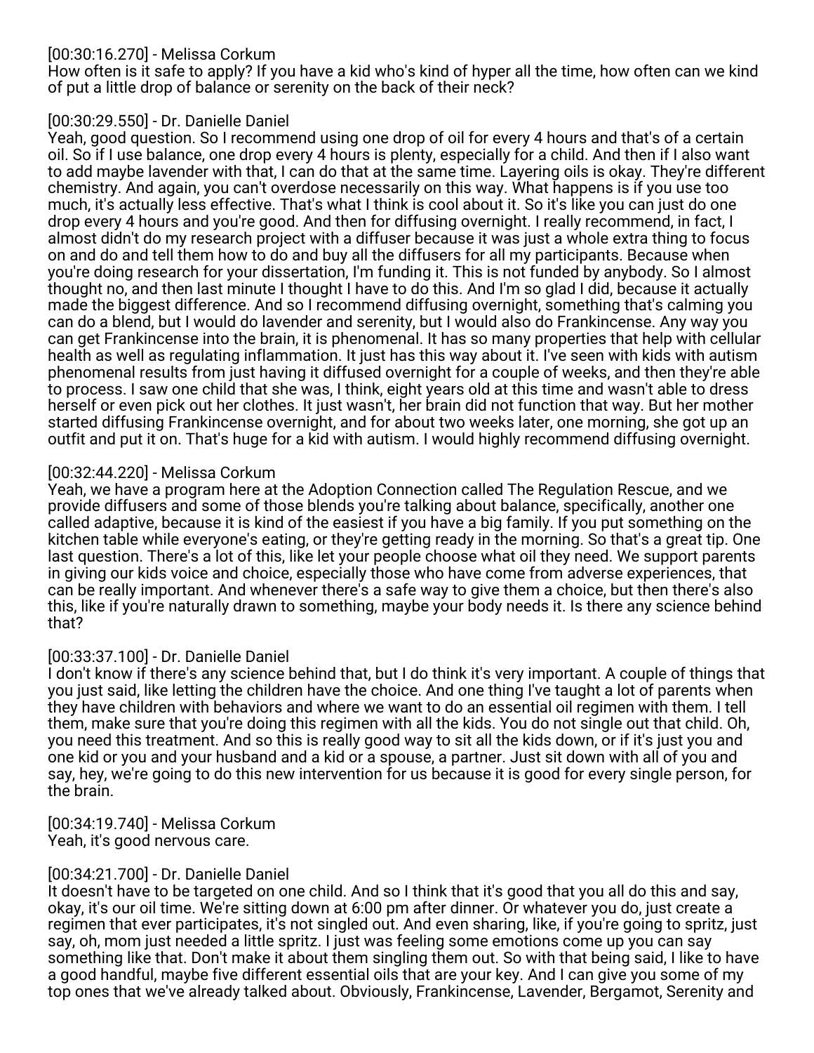[00:30:16.270] - Melissa Corkum
How often is it safe to apply? If you have a kid who's kind of hyper all the time, how often can we kind of put a little drop of balance or serenity on the back of their neck?

[00:30:29.550] - Dr. Danielle Daniel
Yeah, good question. So I recommend using one drop of oil for every 4 hours and that's of a certain oil. So if I use balance, one drop every 4 hours is plenty, especially for a child. And then if I also want to add maybe lavender with that, I can do that at the same time. Layering oils is okay. They're different chemistry. And again, you can't overdose necessarily on this way. What happens is if you use too much, it's actually less effective. That's what I think is cool about it. So it's like you can just do one drop every 4 hours and you're good. And then for diffusing overnight. I really recommend, in fact, I almost didn't do my research project with a diffuser because it was just a whole extra thing to focus on and do and tell them how to do and buy all the diffusers for all my participants. Because when you're doing research for your dissertation, I'm funding it. This is not funded by anybody. So I almost thought no, and then last minute I thought I have to do this. And I'm so glad I did, because it actually made the biggest difference. And so I recommend diffusing overnight, something that's calming you can do a blend, but I would do lavender and serenity, but I would also do Frankincense. Any way you can get Frankincense into the brain, it is phenomenal. It has so many properties that help with cellular health as well as regulating inflammation. It just has this way about it. I've seen with kids with autism phenomenal results from just having it diffused overnight for a couple of weeks, and then they're able to process. I saw one child that she was, I think, eight years old at this time and wasn't able to dress herself or even pick out her clothes. It just wasn't, her brain did not function that way. But her mother started diffusing Frankincense overnight, and for about two weeks later, one morning, she got up an outfit and put it on. That's huge for a kid with autism. I would highly recommend diffusing overnight.

[00:32:44.220] - Melissa Corkum
Yeah, we have a program here at the Adoption Connection called The Regulation Rescue, and we provide diffusers and some of those blends you're talking about balance, specifically, another one called adaptive, because it is kind of the easiest if you have a big family. If you put something on the kitchen table while everyone's eating, or they're getting ready in the morning. So that's a great tip. One last question. There's a lot of this, like let your people choose what oil they need. We support parents in giving our kids voice and choice, especially those who have come from adverse experiences, that can be really important. And whenever there's a safe way to give them a choice, but then there's also this, like if you're naturally drawn to something, maybe your body needs it. Is there any science behind that?

[00:33:37.100] - Dr. Danielle Daniel
I don't know if there's any science behind that, but I do think it's very important. A couple of things that you just said, like letting the children have the choice. And one thing I've taught a lot of parents when they have children with behaviors and where we want to do an essential oil regimen with them. I tell them, make sure that you're doing this regimen with all the kids. You do not single out that child. Oh, you need this treatment. And so this is really good way to sit all the kids down, or if it's just you and one kid or you and your husband and a kid or a spouse, a partner. Just sit down with all of you and say, hey, we're going to do this new intervention for us because it is good for every single person, for the brain.

[00:34:19.740] - Melissa Corkum
Yeah, it's good nervous care.

[00:34:21.700] - Dr. Danielle Daniel
It doesn't have to be targeted on one child. And so I think that it's good that you all do this and say, okay, it's our oil time. We're sitting down at 6:00 pm after dinner. Or whatever you do, just create a regimen that ever participates, it's not singled out. And even sharing, like, if you're going to spritz, just say, oh, mom just needed a little spritz. I just was feeling some emotions come up you can say something like that. Don't make it about them singling them out. So with that being said, I like to have a good handful, maybe five different essential oils that are your key. And I can give you some of my top ones that we've already talked about. Obviously, Frankincense, Lavender, Bergamot, Serenity and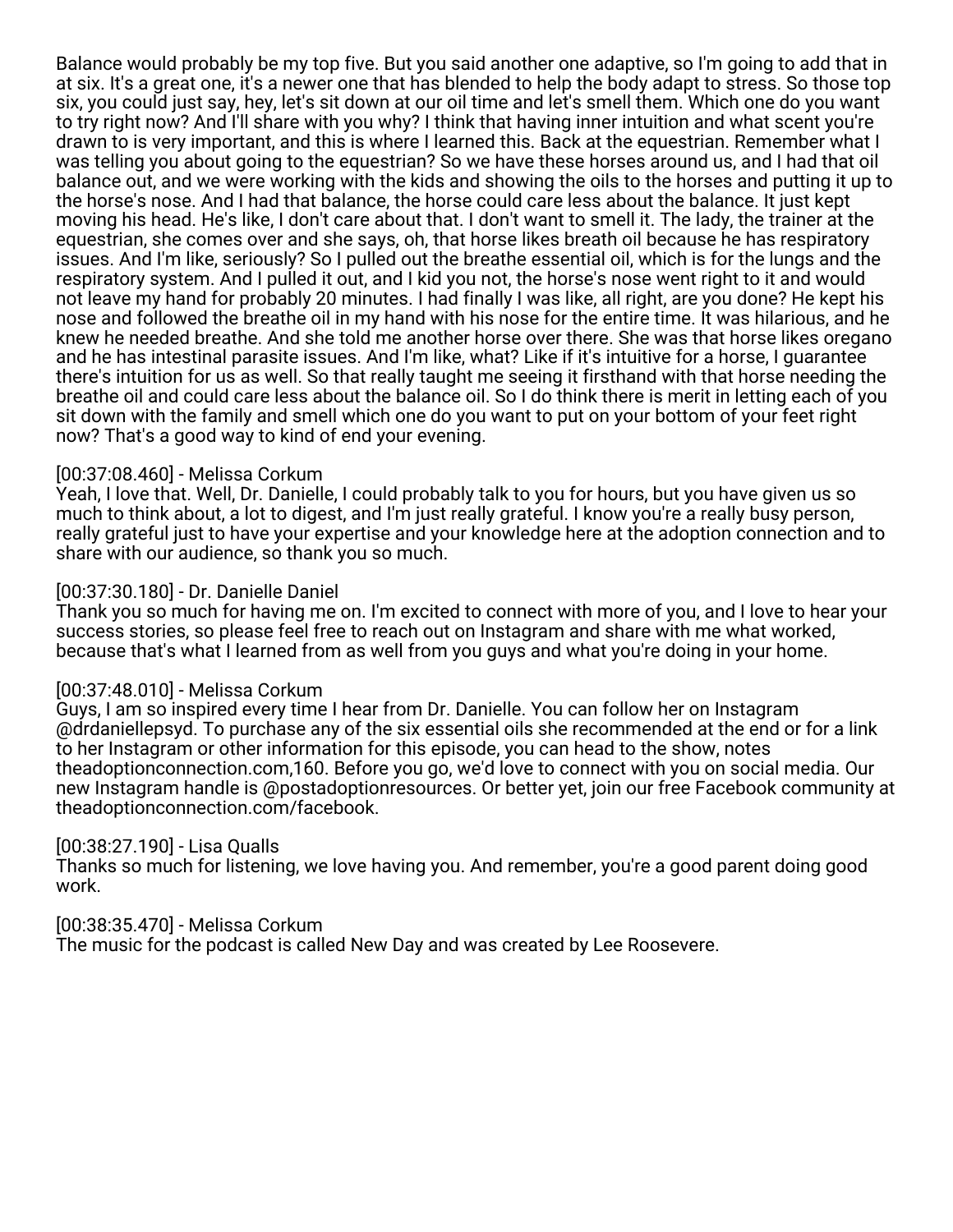Balance would probably be my top five. But you said another one adaptive, so I'm going to add that in at six. It's a great one, it's a newer one that has blended to help the body adapt to stress. So those top six, you could just say, hey, let's sit down at our oil time and let's smell them. Which one do you want to try right now? And I'll share with you why? I think that having inner intuition and what scent you're drawn to is very important, and this is where I learned this. Back at the equestrian. Remember what I was telling you about going to the equestrian? So we have these horses around us, and I had that oil balance out, and we were working with the kids and showing the oils to the horses and putting it up to the horse's nose. And I had that balance, the horse could care less about the balance. It just kept moving his head. He's like, I don't care about that. I don't want to smell it. The lady, the trainer at the equestrian, she comes over and she says, oh, that horse likes breath oil because he has respiratory issues. And I'm like, seriously? So I pulled out the breathe essential oil, which is for the lungs and the respiratory system. And I pulled it out, and I kid you not, the horse's nose went right to it and would not leave my hand for probably 20 minutes. I had finally I was like, all right, are you done? He kept his nose and followed the breathe oil in my hand with his nose for the entire time. It was hilarious, and he knew he needed breathe. And she told me another horse over there. She was that horse likes oregano and he has intestinal parasite issues. And I'm like, what? Like if it's intuitive for a horse, I guarantee there's intuition for us as well. So that really taught me seeing it firsthand with that horse needing the breathe oil and could care less about the balance oil. So I do think there is merit in letting each of you sit down with the family and smell which one do you want to put on your bottom of your feet right now? That's a good way to kind of end your evening.

[00:37:08.460] - Melissa Corkum
Yeah, I love that. Well, Dr. Danielle, I could probably talk to you for hours, but you have given us so much to think about, a lot to digest, and I'm just really grateful. I know you're a really busy person, really grateful just to have your expertise and your knowledge here at the adoption connection and to share with our audience, so thank you so much.

[00:37:30.180] - Dr. Danielle Daniel
Thank you so much for having me on. I'm excited to connect with more of you, and I love to hear your success stories, so please feel free to reach out on Instagram and share with me what worked, because that's what I learned from as well from you guys and what you're doing in your home.

[00:37:48.010] - Melissa Corkum
Guys, I am so inspired every time I hear from Dr. Danielle. You can follow her on Instagram @drdaniellepsyd. To purchase any of the six essential oils she recommended at the end or for a link to her Instagram or other information for this episode, you can head to the show, notes theadoptionconnection.com,160. Before you go, we'd love to connect with you on social media. Our new Instagram handle is @postadoptionresources. Or better yet, join our free Facebook community at theadoptionconnection.com/facebook.

[00:38:27.190] - Lisa Qualls
Thanks so much for listening, we love having you. And remember, you're a good parent doing good work.

[00:38:35.470] - Melissa Corkum
The music for the podcast is called New Day and was created by Lee Roosevere.